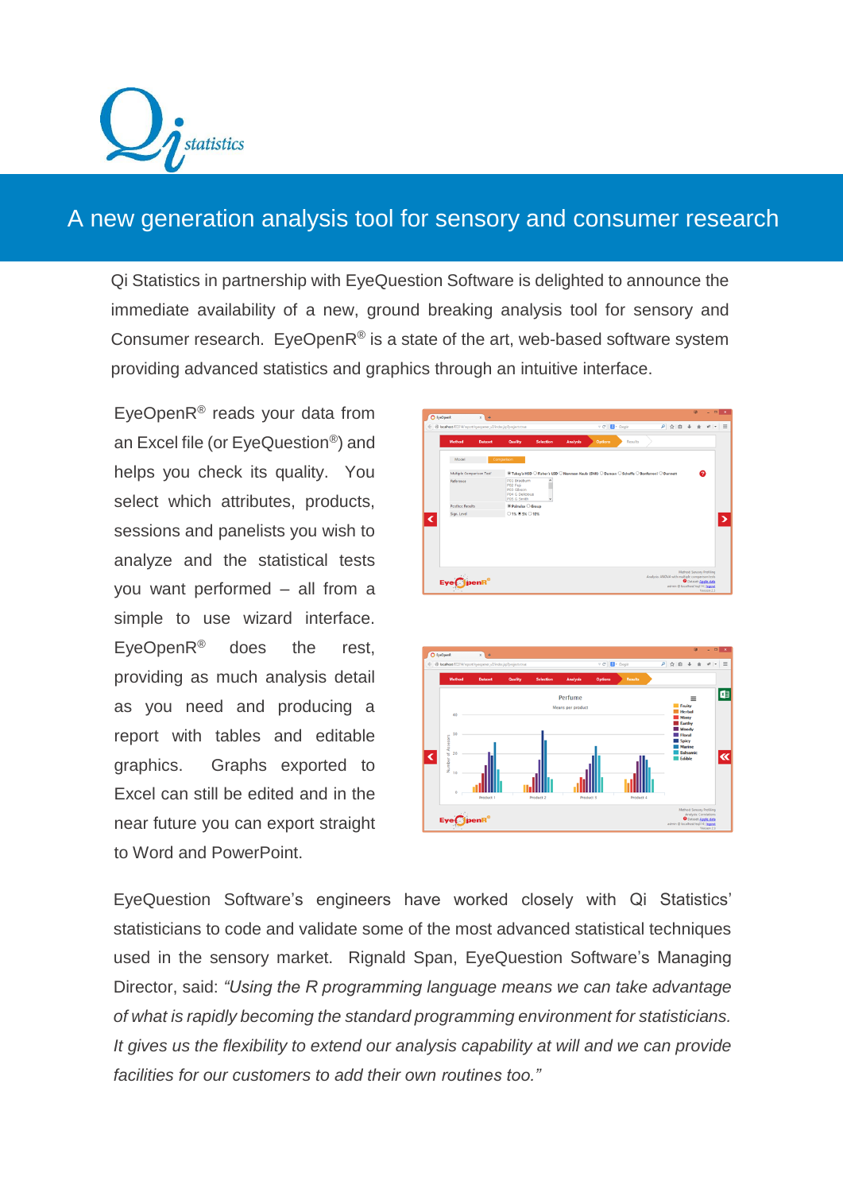# A new generation analysis tool for sensory and consumer research

Qi Statistics in partnership with EyeQuestion Software is delighted to announce the immediate availability of a new, ground breaking analysis tool for sensory and Consumer research. EyeOpenR® is a state of the art, web-based software system providing advanced statistics and graphics through an intuitive interface.

EyeOpenR® reads your data from an Excel file (or EyeQuestion®) and helps you check its quality. You select which attributes, products, sessions and panelists you wish to analyze and the statistical tests you want performed – all from a simple to use wizard interface. EyeOpenR® does the rest, providing as much analysis detail as you need and producing a report with tables and editable graphics. Graphs exported to Excel can still be edited and in the near future you can export straight to Word and PowerPoint.

EyeQuestion Software's engineers have worked closely with Qi Statistics' statisticians to code and validate some of the most advanced statistical techniques used in the sensory market. Rignald Span, EyeQuestion Software's Managing Director, said: *"Using the R programming language means we can take advantage of what is rapidly becoming the standard programming environment for statisticians. It gives us the flexibility to extend our analysis capability at will and we can provide facilities for our customers to add their own routines too."*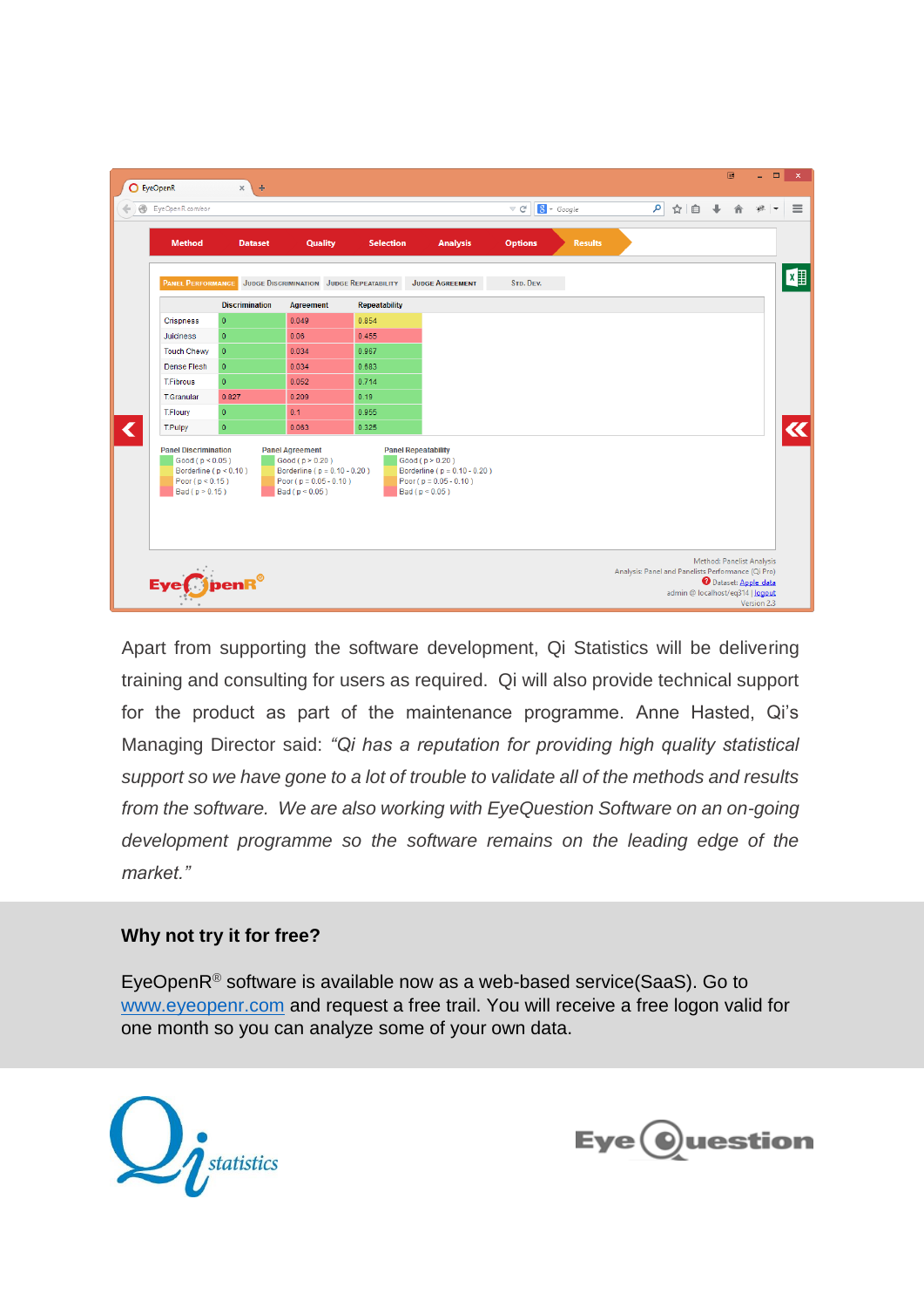Apart from supporting the software development, Qi Statistics will be delivering training and consulting for users as required. Qi will also provide technical support for the product as part of the maintenance programme. Anne Hasted, Qi's Managing Director said: *"Qi has a reputation for providing high quality statistical support so we have gone to a lot of trouble to validate all of the methods and results from the software. We are also working with EyeQuestion Software on an on-going development programme so the software remains on the leading edge of the market."*

**Why not try it for free?**

EyeOpenR® software is available now as a web-based service(SaaS). Go to www.eyeopenr.com and request a free trail. You will receive a free logon valid for one month so you can analyze some of your own data.